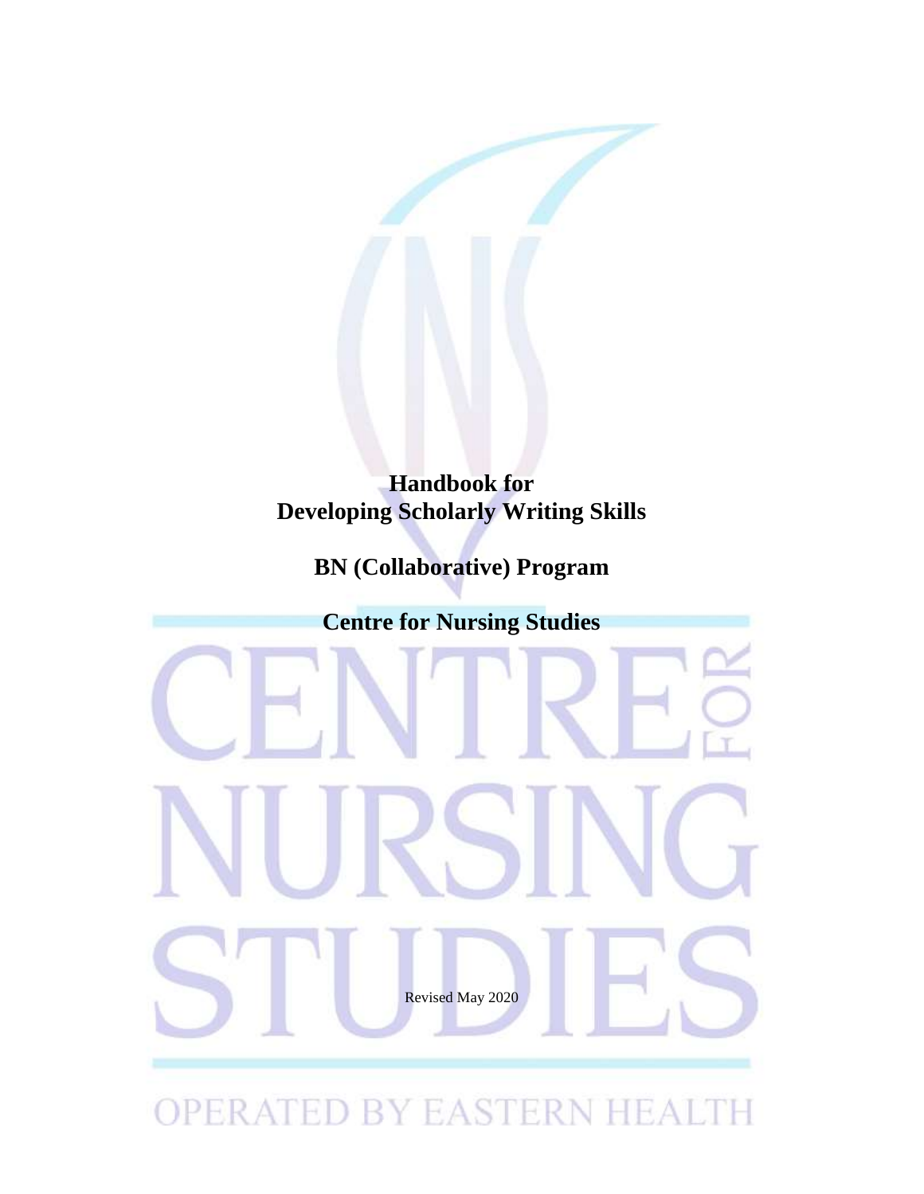# Handbook for Developing Scholarly Writing Skills

## BN (Collaborative) Program

## Centre for Nursing Studies

Revised May 2020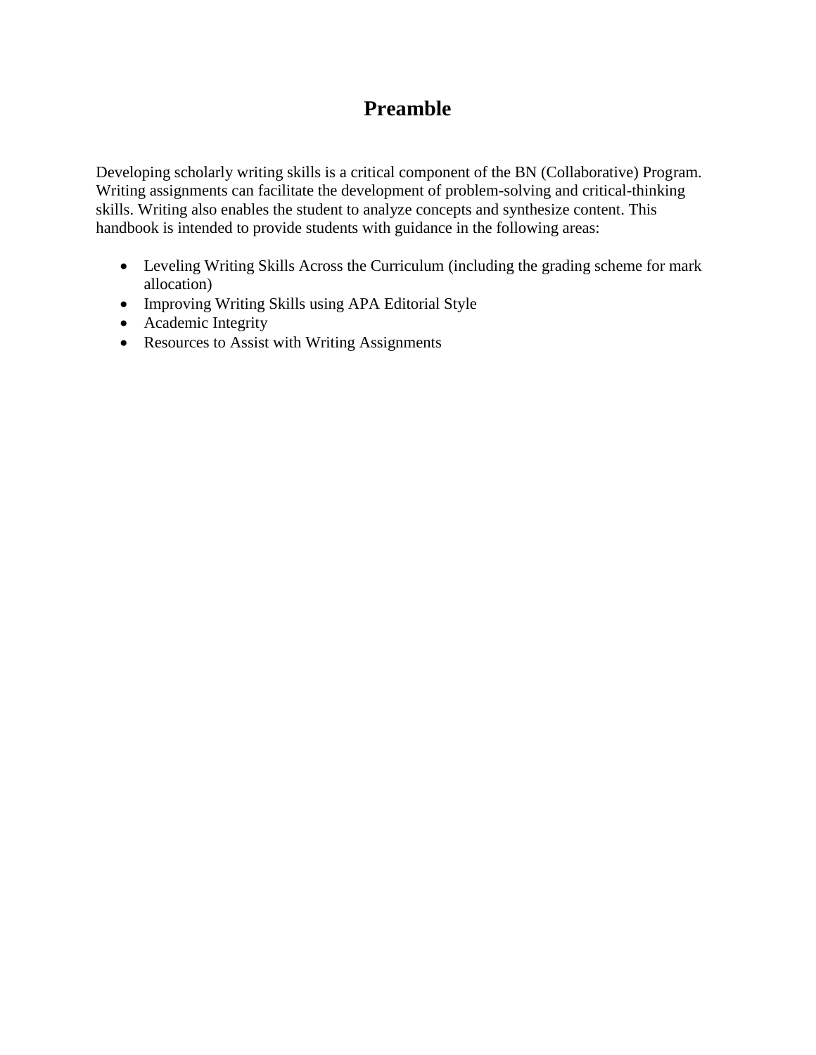# Preamble

Developing scholarly writing skills is a critical component of the BN (Collaborative) Program. Writing assignments can facilitate the development of problem-solving and critical-thinking skills. Writing also enables the student to analyze concepts and synthesize content. This handbook is intended to provide students with guidance in the following areas:

- Leveling Writing Skills Across the Curriculum (including the grading scheme for mark allocation)
- Improving Writing Skills using APA Editorial Style
- Academic Integrity
- Resources to Assist with Writing Assignments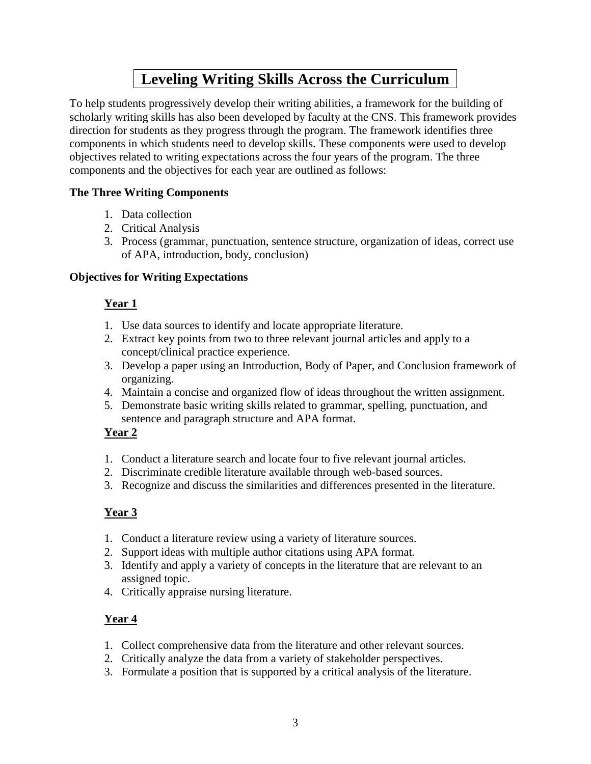# Leveling Writing Skills Across the Curriculum

To help students progressively develop their writing abilities, a framework for the building of scholarly writing skills has also been developed by faculty at the CNS. This framework provides direction for students as they progress through the program. The framework identifies three components in which students need to develop skills. These components were used to develop objectives related to writing expectations across the four years of the program. The three components and the objectives for each year are outlined as follows:

**The Three Writing Components**

1. Data collection
2. Critical Analysis
3. Process (grammar, punctuation, sentence structure, organization of ideas, correct use of APA, introduction, body, conclusion)

**Objectives for Writing Expectations**

**<u>Year 1</u>**

1. Use data sources to identify and locate appropriate literature.
2. Extract key points from two to three relevant journal articles and apply to a concept/clinical practice experience.
3. Develop a paper using an Introduction, Body of Paper, and Conclusion framework of organizing.
4. Maintain a concise and organized flow of ideas throughout the written assignment.
5. Demonstrate basic writing skills related to grammar, spelling, punctuation, and sentence and paragraph structure and APA format.

**<u>Year 2</u>**

1. Conduct a literature search and locate four to five relevant journal articles.
2. Discriminate credible literature available through web-based sources.
3. Recognize and discuss the similarities and differences presented in the literature.

**<u>Year 3</u>**

1. Conduct a literature review using a variety of literature sources.
2. Support ideas with multiple author citations using APA format.
3. Identify and apply a variety of concepts in the literature that are relevant to an assigned topic.
4. Critically appraise nursing literature.

**<u>Year 4</u>**

1. Collect comprehensive data from the literature and other relevant sources.
2. Critically analyze the data from a variety of stakeholder perspectives.
3. Formulate a position that is supported by a critical analysis of the literature.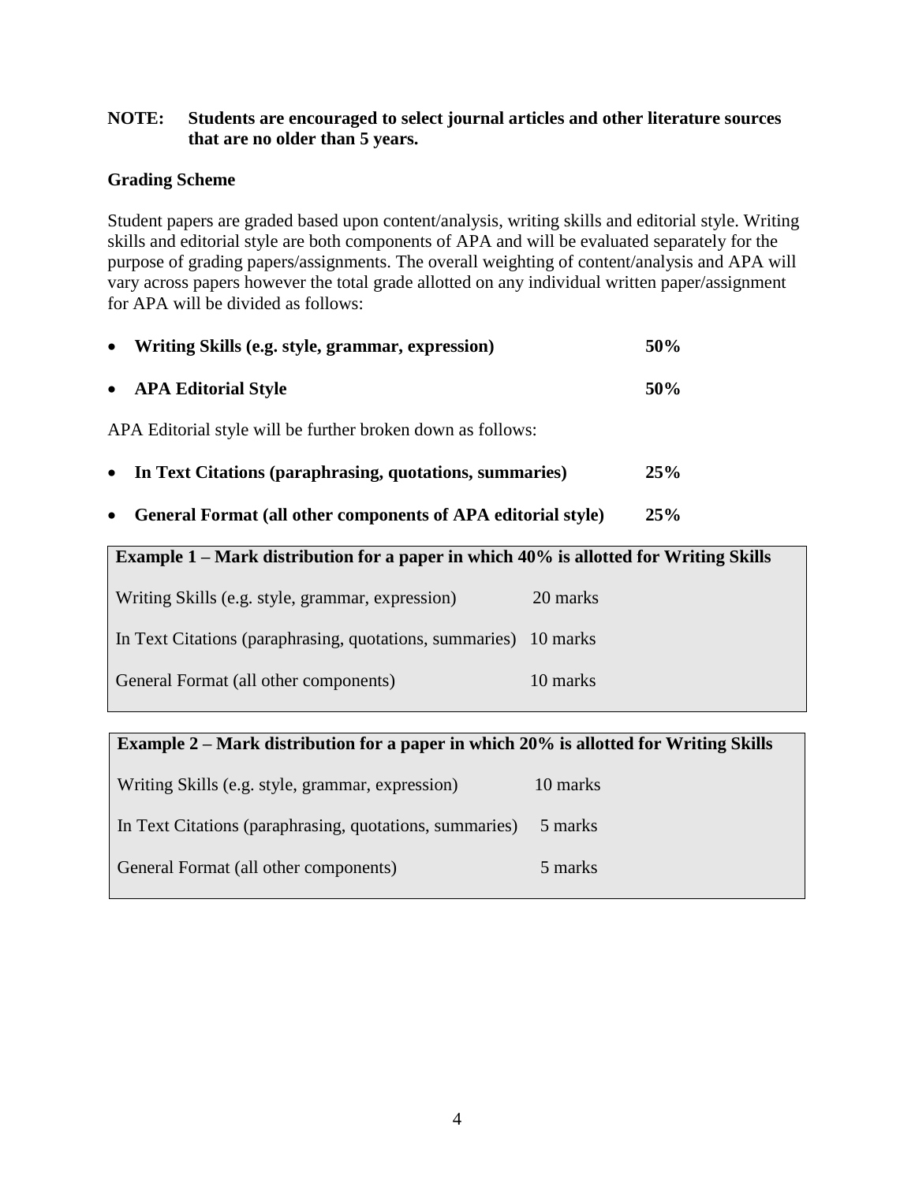**NOTE: Students are encouraged to select journal articles and other literature sources that are no older than 5 years.**

**Grading Scheme**

Student papers are graded based upon content/analysis, writing skills and editorial style. Writing skills and editorial style are both components of APA and will be evaluated separately for the purpose of grading papers/assignments. The overall weighting of content/analysis and APA will vary across papers however the total grade allotted on any individual written paper/assignment for APA will be divided as follows:

- **Writing Skills (e.g. style, grammar, expression) 50%**
- **APA Editorial Style 50%**

APA Editorial style will be further broken down as follows:

- **In Text Citations (paraphrasing, quotations, summaries) 25%**
- **General Format (all other components of APA editorial style) 25%**

| **Example 1 – Mark distribution for a paper in which 40% is allotted for Writing Skills** | |
|---|---|
| Writing Skills (e.g. style, grammar, expression) | 20 marks |
| In Text Citations (paraphrasing, quotations, summaries) | 10 marks |
| General Format (all other components) | 10 marks |

| **Example 2 – Mark distribution for a paper in which 20% is allotted for Writing Skills** | |
|---|---|
| Writing Skills (e.g. style, grammar, expression) | 10 marks |
| In Text Citations (paraphrasing, quotations, summaries) | 5 marks |
| General Format (all other components) | 5 marks |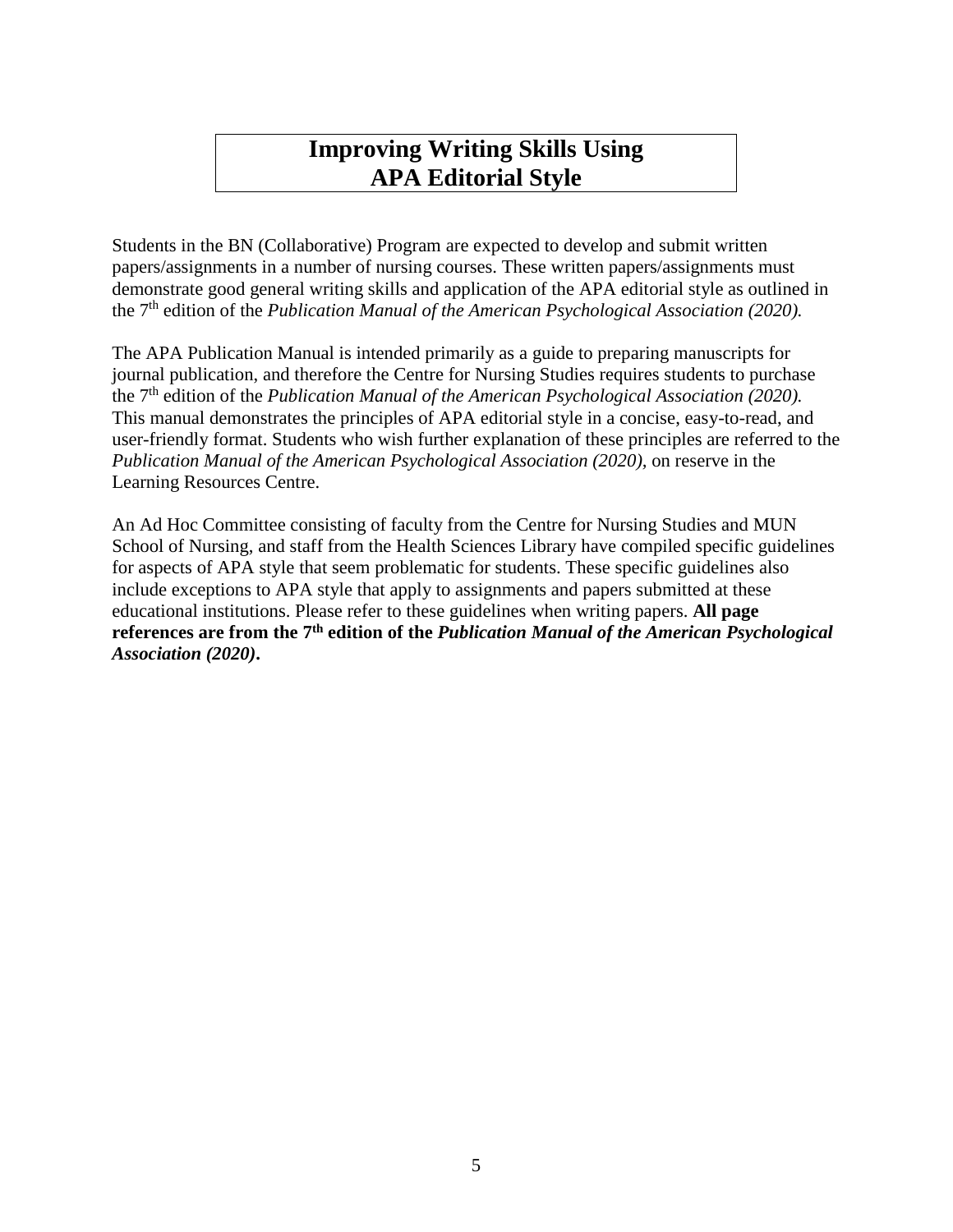# Improving Writing Skills Using APA Editorial Style

Students in the BN (Collaborative) Program are expected to develop and submit written papers/assignments in a number of nursing courses. These written papers/assignments must demonstrate good general writing skills and application of the APA editorial style as outlined in the 7th edition of the *Publication Manual of the American Psychological Association (2020).*

The APA Publication Manual is intended primarily as a guide to preparing manuscripts for journal publication, and therefore the Centre for Nursing Studies requires students to purchase the 7th edition of the *Publication Manual of the American Psychological Association (2020).* This manual demonstrates the principles of APA editorial style in a concise, easy-to-read, and user-friendly format. Students who wish further explanation of these principles are referred to the *Publication Manual of the American Psychological Association (2020),* on reserve in the Learning Resources Centre.

An Ad Hoc Committee consisting of faculty from the Centre for Nursing Studies and MUN School of Nursing, and staff from the Health Sciences Library have compiled specific guidelines for aspects of APA style that seem problematic for students. These specific guidelines also include exceptions to APA style that apply to assignments and papers submitted at these educational institutions. Please refer to these guidelines when writing papers. **All page references are from the 7th edition of the *Publication Manual of the American Psychological Association (2020)*.**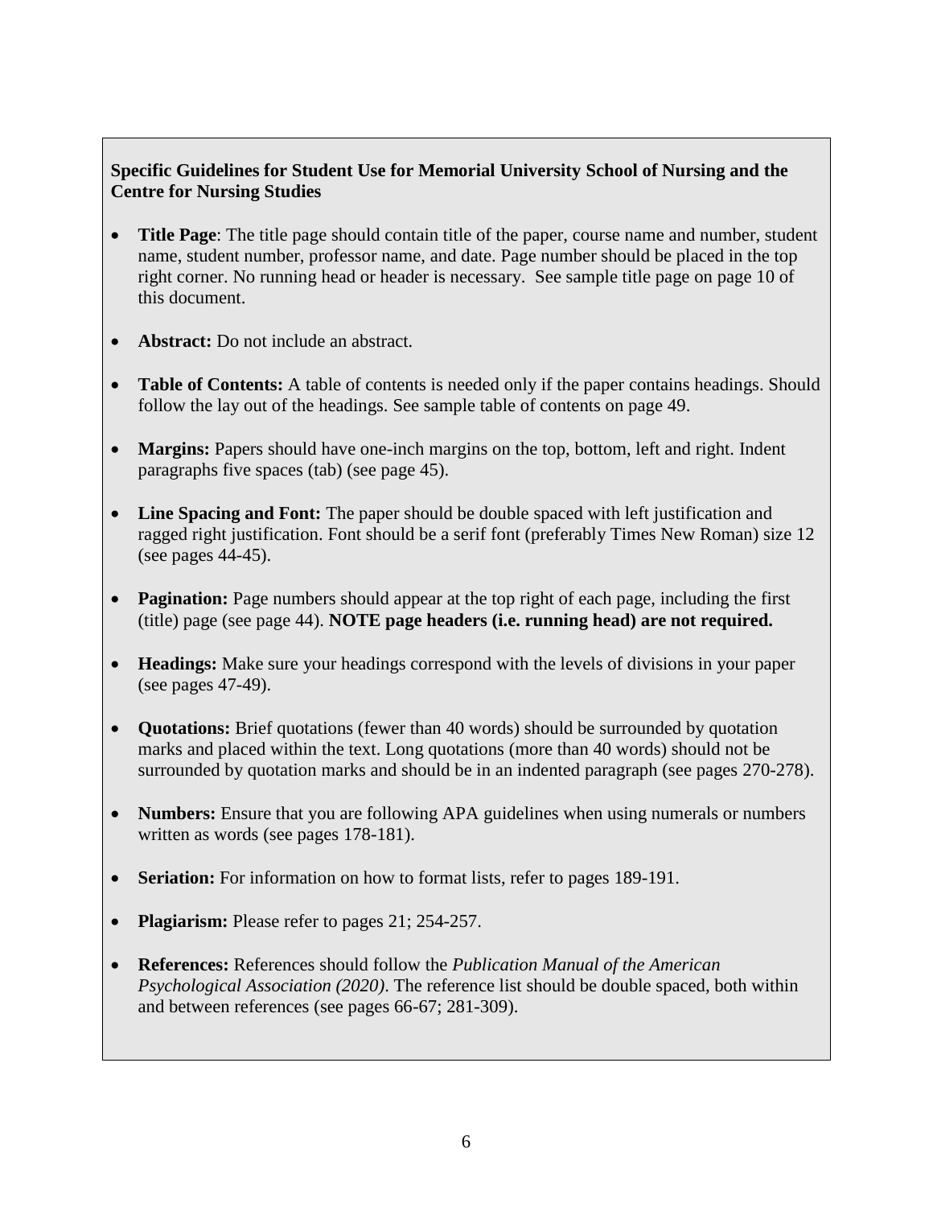**Specific Guidelines for Student Use for Memorial University School of Nursing and the Centre for Nursing Studies**

- **Title Page**: The title page should contain title of the paper, course name and number, student name, student number, professor name, and date. Page number should be placed in the top right corner. No running head or header is necessary. See sample title page on page 10 of this document.

- **Abstract:** Do not include an abstract.

- **Table of Contents:** A table of contents is needed only if the paper contains headings. Should follow the lay out of the headings. See sample table of contents on page 49.

- **Margins:** Papers should have one-inch margins on the top, bottom, left and right. Indent paragraphs five spaces (tab) (see page 45).

- **Line Spacing and Font:** The paper should be double spaced with left justification and ragged right justification. Font should be a serif font (preferably Times New Roman) size 12 (see pages 44-45).

- **Pagination:** Page numbers should appear at the top right of each page, including the first (title) page (see page 44). **NOTE page headers (i.e. running head) are not required.**

- **Headings:** Make sure your headings correspond with the levels of divisions in your paper (see pages 47-49).

- **Quotations:** Brief quotations (fewer than 40 words) should be surrounded by quotation marks and placed within the text. Long quotations (more than 40 words) should not be surrounded by quotation marks and should be in an indented paragraph (see pages 270-278).

- **Numbers:** Ensure that you are following APA guidelines when using numerals or numbers written as words (see pages 178-181).

- **Seriation:** For information on how to format lists, refer to pages 189-191.

- **Plagiarism:** Please refer to pages 21; 254-257.

- **References:** References should follow the *Publication Manual of the American Psychological Association (2020)*. The reference list should be double spaced, both within and between references (see pages 66-67; 281-309).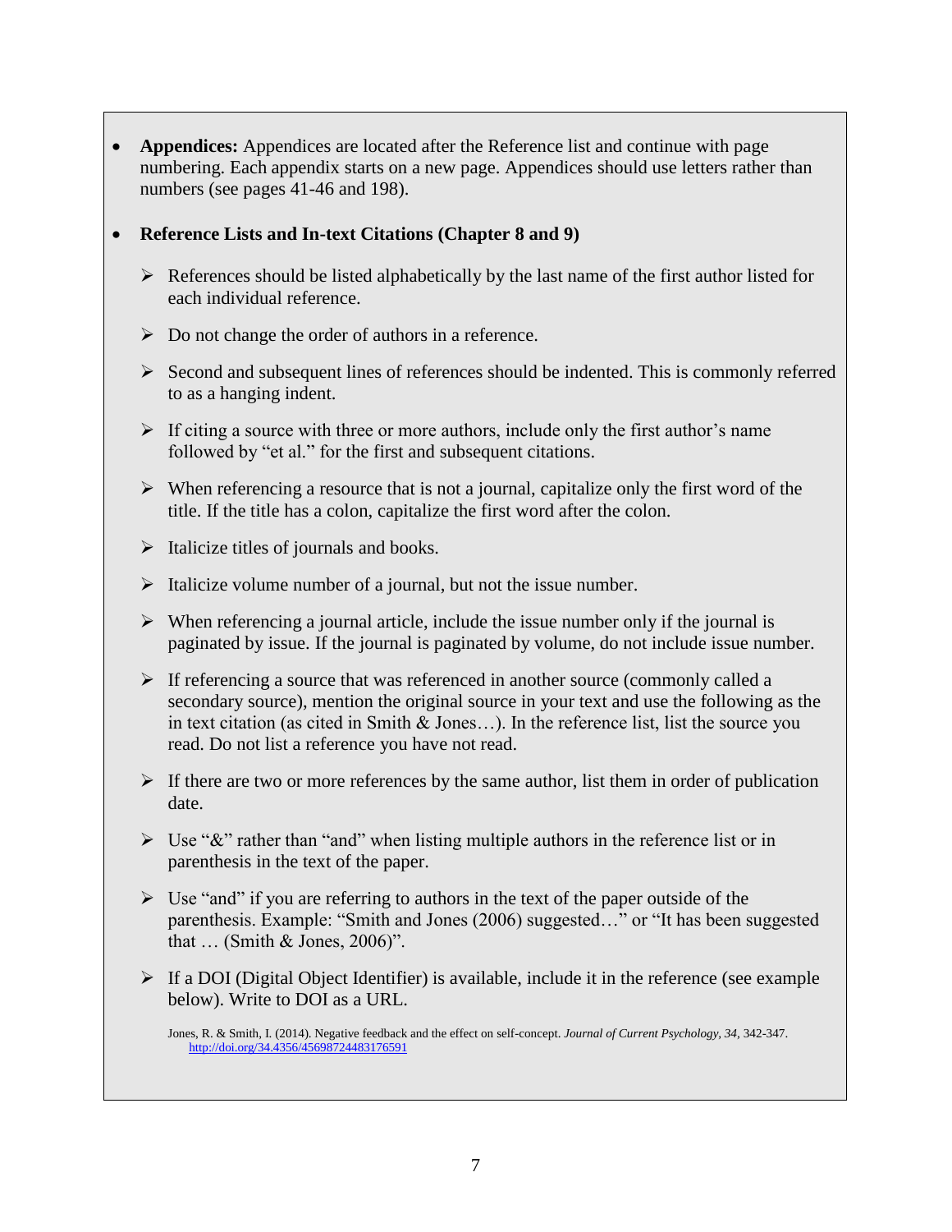- **Appendices:** Appendices are located after the Reference list and continue with page numbering. Each appendix starts on a new page. Appendices should use letters rather than numbers (see pages 41-46 and 198).

- **Reference Lists and In-text Citations (Chapter 8 and 9)**

  - References should be listed alphabetically by the last name of the first author listed for each individual reference.
  - Do not change the order of authors in a reference.
  - Second and subsequent lines of references should be indented. This is commonly referred to as a hanging indent.
  - If citing a source with three or more authors, include only the first author's name followed by "et al." for the first and subsequent citations.
  - When referencing a resource that is not a journal, capitalize only the first word of the title. If the title has a colon, capitalize the first word after the colon.
  - Italicize titles of journals and books.
  - Italicize volume number of a journal, but not the issue number.
  - When referencing a journal article, include the issue number only if the journal is paginated by issue. If the journal is paginated by volume, do not include issue number.
  - If referencing a source that was referenced in another source (commonly called a secondary source), mention the original source in your text and use the following as the in text citation (as cited in Smith & Jones…). In the reference list, list the source you read. Do not list a reference you have not read.
  - If there are two or more references by the same author, list them in order of publication date.
  - Use "&" rather than "and" when listing multiple authors in the reference list or in parenthesis in the text of the paper.
  - Use "and" if you are referring to authors in the text of the paper outside of the parenthesis. Example: "Smith and Jones (2006) suggested…" or "It has been suggested that … (Smith & Jones, 2006)".
  - If a DOI (Digital Object Identifier) is available, include it in the reference (see example below). Write to DOI as a URL.

    Jones, R. & Smith, I. (2014). Negative feedback and the effect on self-concept. *Journal of Current Psychology, 34*, 342-347. http://doi.org/34.4356/45698724483176591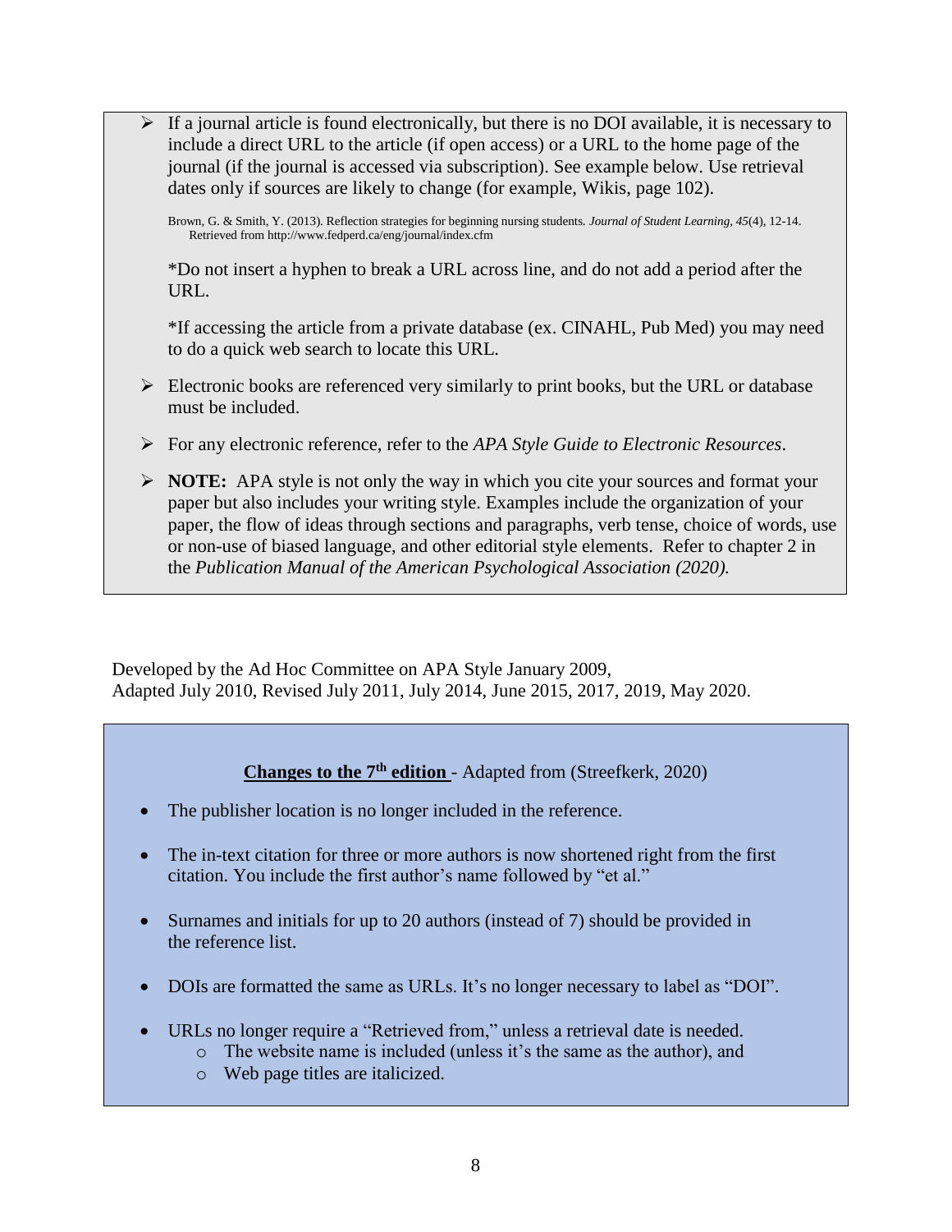- If a journal article is found electronically, but there is no DOI available, it is necessary to include a direct URL to the article (if open access) or a URL to the home page of the journal (if the journal is accessed via subscription). See example below. Use retrieval dates only if sources are likely to change (for example, Wikis, page 102).

  Brown, G. & Smith, Y. (2013). Reflection strategies for beginning nursing students. *Journal of Student Learning, 45*(4), 12-14. Retrieved from http://www.fedperd.ca/eng/journal/index.cfm

  *Do not insert a hyphen to break a URL across line, and do not add a period after the URL.

  *If accessing the article from a private database (ex. CINAHL, Pub Med) you may need to do a quick web search to locate this URL.

- Electronic books are referenced very similarly to print books, but the URL or database must be included.

- For any electronic reference, refer to the *APA Style Guide to Electronic Resources*.

- **NOTE:** APA style is not only the way in which you cite your sources and format your paper but also includes your writing style. Examples include the organization of your paper, the flow of ideas through sections and paragraphs, verb tense, choice of words, use or non-use of biased language, and other editorial style elements. Refer to chapter 2 in the *Publication Manual of the American Psychological Association (2020).*

Developed by the Ad Hoc Committee on APA Style January 2009,
Adapted July 2010, Revised July 2011, July 2014, June 2015, 2017, 2019, May 2020.

**Changes to the 7th edition** - Adapted from (Streefkerk, 2020)

- The publisher location is no longer included in the reference.
- The in-text citation for three or more authors is now shortened right from the first citation. You include the first author's name followed by "et al."
- Surnames and initials for up to 20 authors (instead of 7) should be provided in the reference list.
- DOIs are formatted the same as URLs. It's no longer necessary to label as "DOI".
- URLs no longer require a "Retrieved from," unless a retrieval date is needed.
  - The website name is included (unless it's the same as the author), and
  - Web page titles are italicized.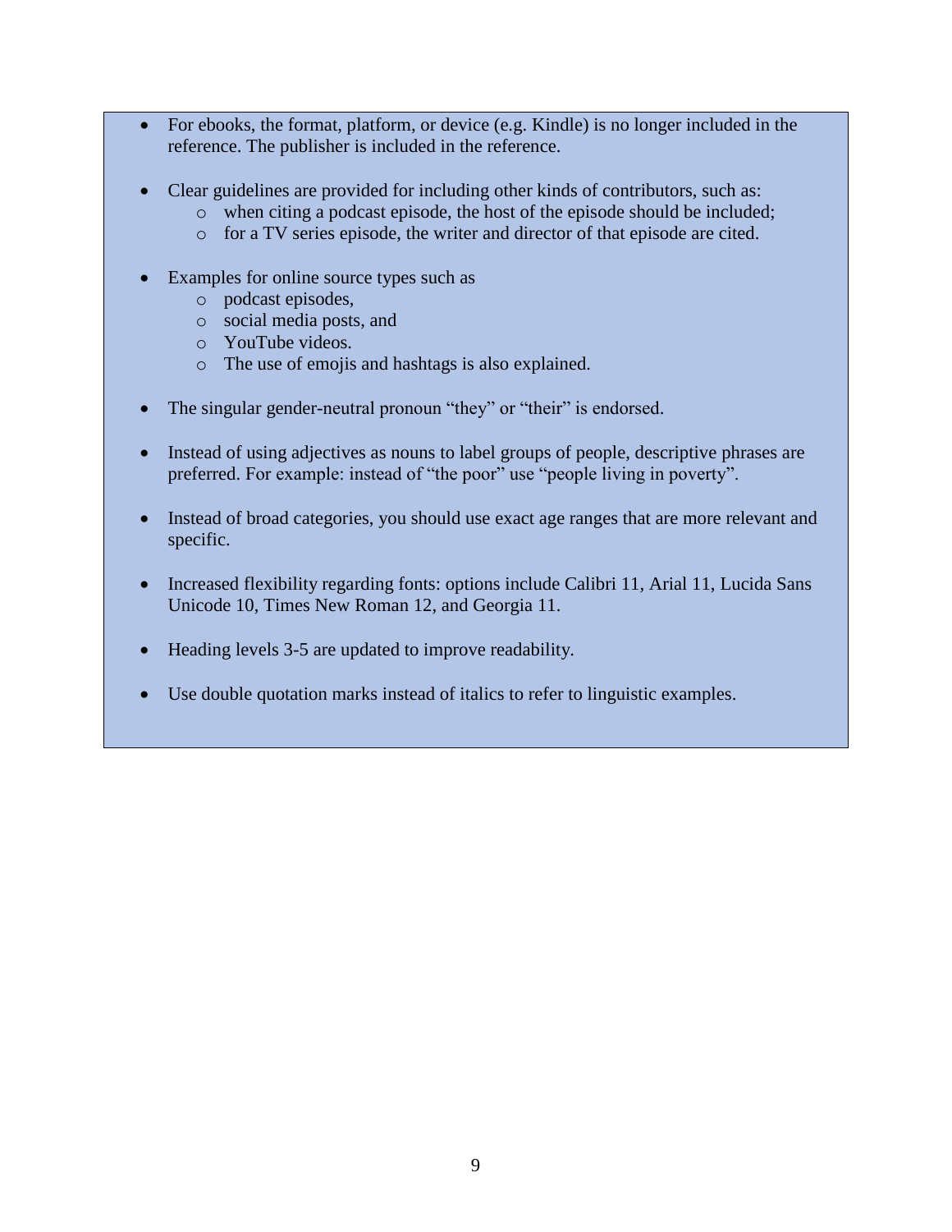- For ebooks, the format, platform, or device (e.g. Kindle) is no longer included in the reference. The publisher is included in the reference.

- Clear guidelines are provided for including other kinds of contributors, such as:
  - when citing a podcast episode, the host of the episode should be included;
  - for a TV series episode, the writer and director of that episode are cited.

- Examples for online source types such as
  - podcast episodes,
  - social media posts, and
  - YouTube videos.
  - The use of emojis and hashtags is also explained.

- The singular gender-neutral pronoun "they" or "their" is endorsed.

- Instead of using adjectives as nouns to label groups of people, descriptive phrases are preferred. For example: instead of "the poor" use "people living in poverty".

- Instead of broad categories, you should use exact age ranges that are more relevant and specific.

- Increased flexibility regarding fonts: options include Calibri 11, Arial 11, Lucida Sans Unicode 10, Times New Roman 12, and Georgia 11.

- Heading levels 3-5 are updated to improve readability.

- Use double quotation marks instead of italics to refer to linguistic examples.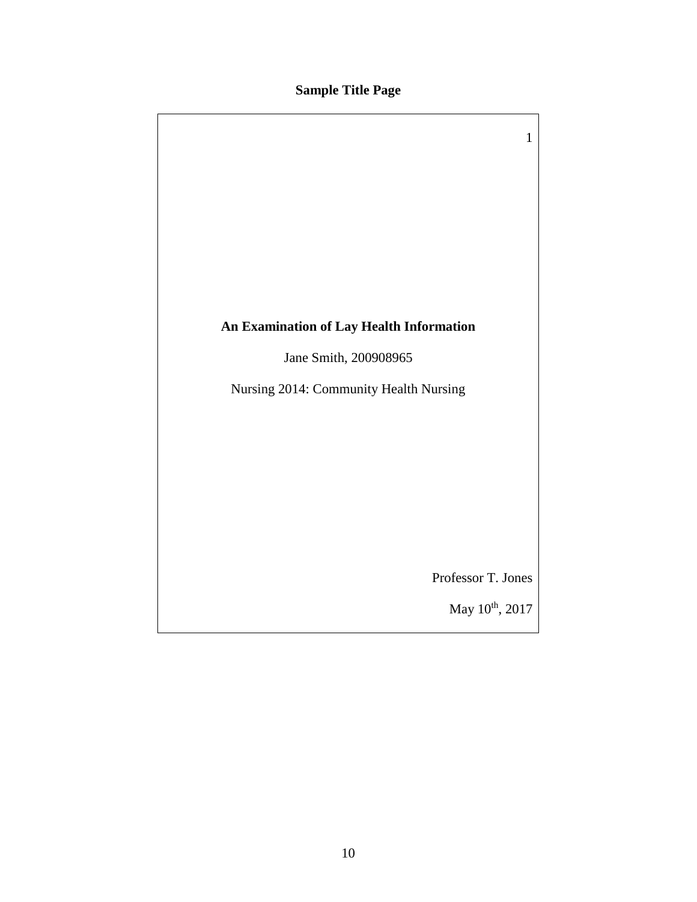**Sample Title Page**

1

**An Examination of Lay Health Information**

Jane Smith, 200908965

Nursing 2014: Community Health Nursing

Professor T. Jones

May 10th, 2017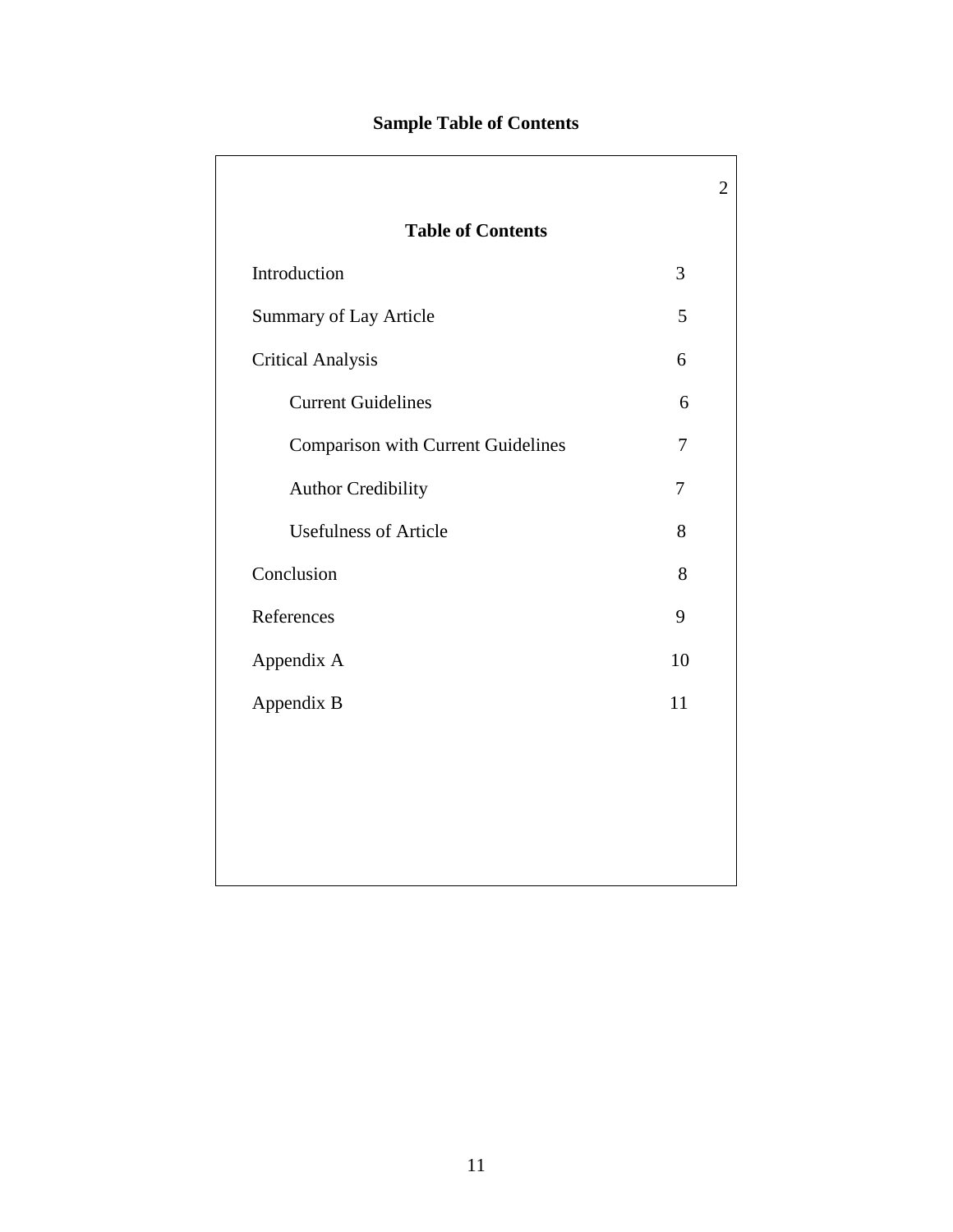**Sample Table of Contents**

2

**Table of Contents**

| | |
|---|---|
| Introduction | 3 |
| Summary of Lay Article | 5 |
| Critical Analysis | 6 |
| &nbsp;&nbsp;&nbsp;&nbsp;Current Guidelines | 6 |
| &nbsp;&nbsp;&nbsp;&nbsp;Comparison with Current Guidelines | 7 |
| &nbsp;&nbsp;&nbsp;&nbsp;Author Credibility | 7 |
| &nbsp;&nbsp;&nbsp;&nbsp;Usefulness of Article | 8 |
| Conclusion | 8 |
| References | 9 |
| Appendix A | 10 |
| Appendix B | 11 |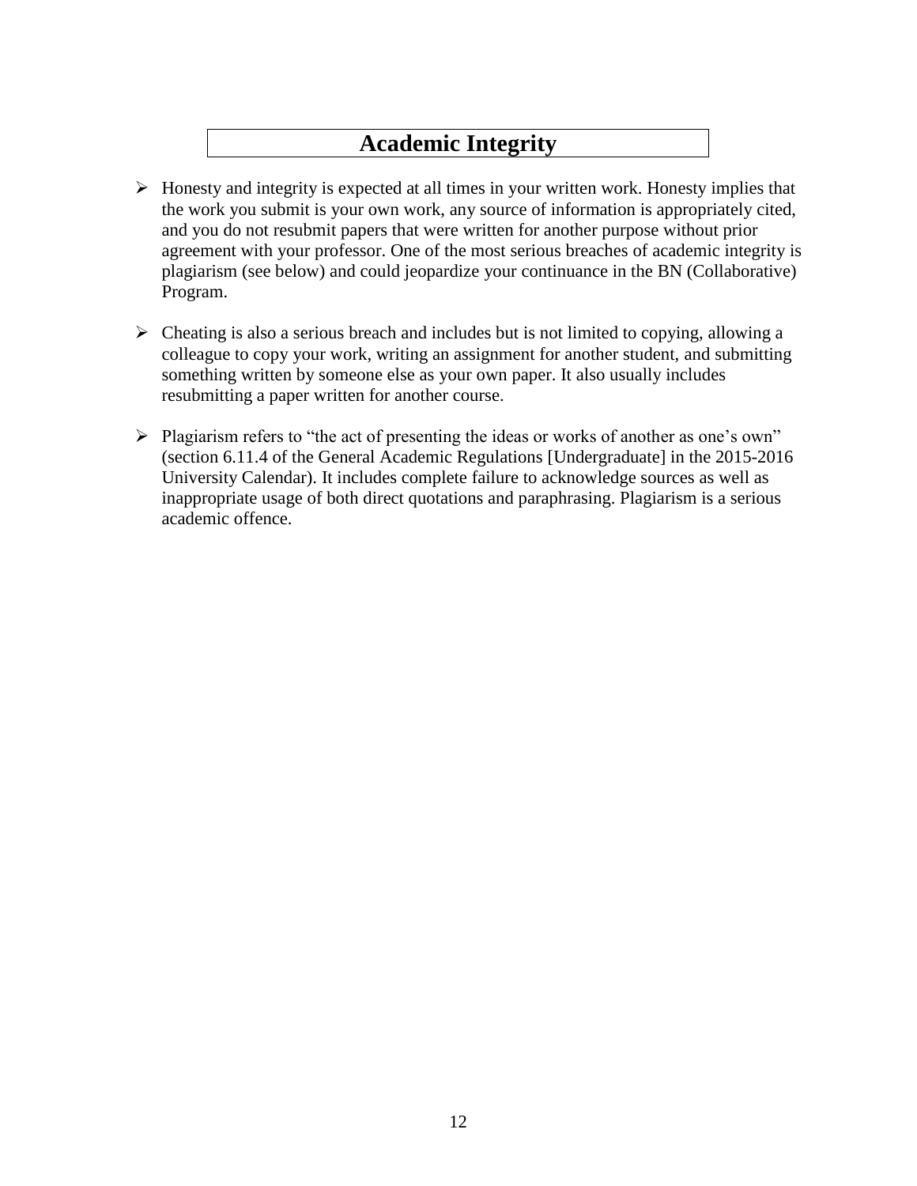# Academic Integrity

- Honesty and integrity is expected at all times in your written work. Honesty implies that the work you submit is your own work, any source of information is appropriately cited, and you do not resubmit papers that were written for another purpose without prior agreement with your professor. One of the most serious breaches of academic integrity is plagiarism (see below) and could jeopardize your continuance in the BN (Collaborative) Program.

- Cheating is also a serious breach and includes but is not limited to copying, allowing a colleague to copy your work, writing an assignment for another student, and submitting something written by someone else as your own paper. It also usually includes resubmitting a paper written for another course.

- Plagiarism refers to "the act of presenting the ideas or works of another as one's own" (section 6.11.4 of the General Academic Regulations [Undergraduate] in the 2015-2016 University Calendar). It includes complete failure to acknowledge sources as well as inappropriate usage of both direct quotations and paraphrasing. Plagiarism is a serious academic offence.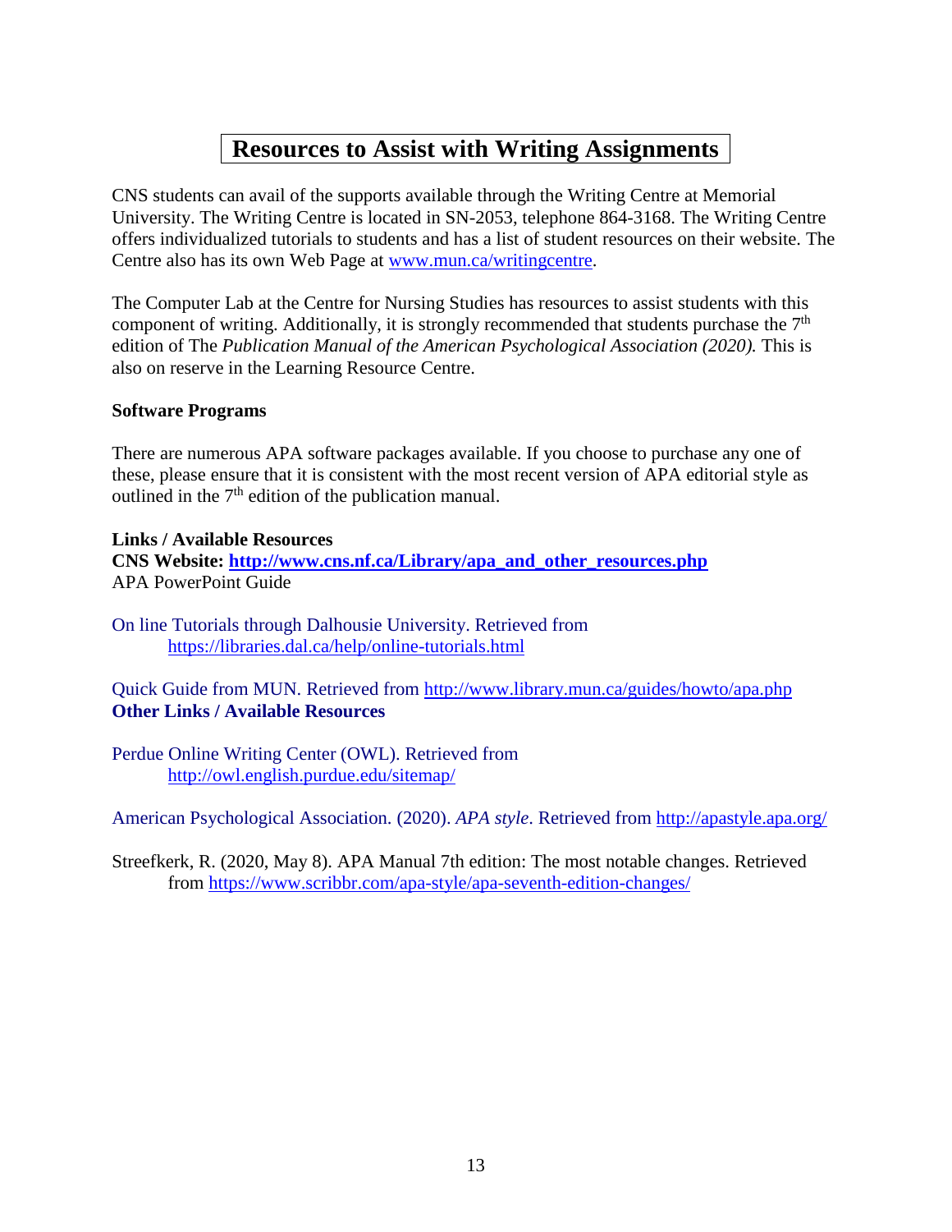# Resources to Assist with Writing Assignments

CNS students can avail of the supports available through the Writing Centre at Memorial University. The Writing Centre is located in SN-2053, telephone 864-3168. The Writing Centre offers individualized tutorials to students and has a list of student resources on their website. The Centre also has its own Web Page at www.mun.ca/writingcentre.

The Computer Lab at the Centre for Nursing Studies has resources to assist students with this component of writing. Additionally, it is strongly recommended that students purchase the 7th edition of The *Publication Manual of the American Psychological Association (2020).* This is also on reserve in the Learning Resource Centre.

**Software Programs**

There are numerous APA software packages available. If you choose to purchase any one of these, please ensure that it is consistent with the most recent version of APA editorial style as outlined in the 7th edition of the publication manual.

**Links / Available Resources**
**CNS Website: http://www.cns.nf.ca/Library/apa_and_other_resources.php**
APA PowerPoint Guide

On line Tutorials through Dalhousie University. Retrieved from https://libraries.dal.ca/help/online-tutorials.html

Quick Guide from MUN. Retrieved from http://www.library.mun.ca/guides/howto/apa.php
**Other Links / Available Resources**

Perdue Online Writing Center (OWL). Retrieved from http://owl.english.purdue.edu/sitemap/

American Psychological Association. (2020). *APA style*. Retrieved from http://apastyle.apa.org/

Streefkerk, R. (2020, May 8). APA Manual 7th edition: The most notable changes. Retrieved from https://www.scribbr.com/apa-style/apa-seventh-edition-changes/